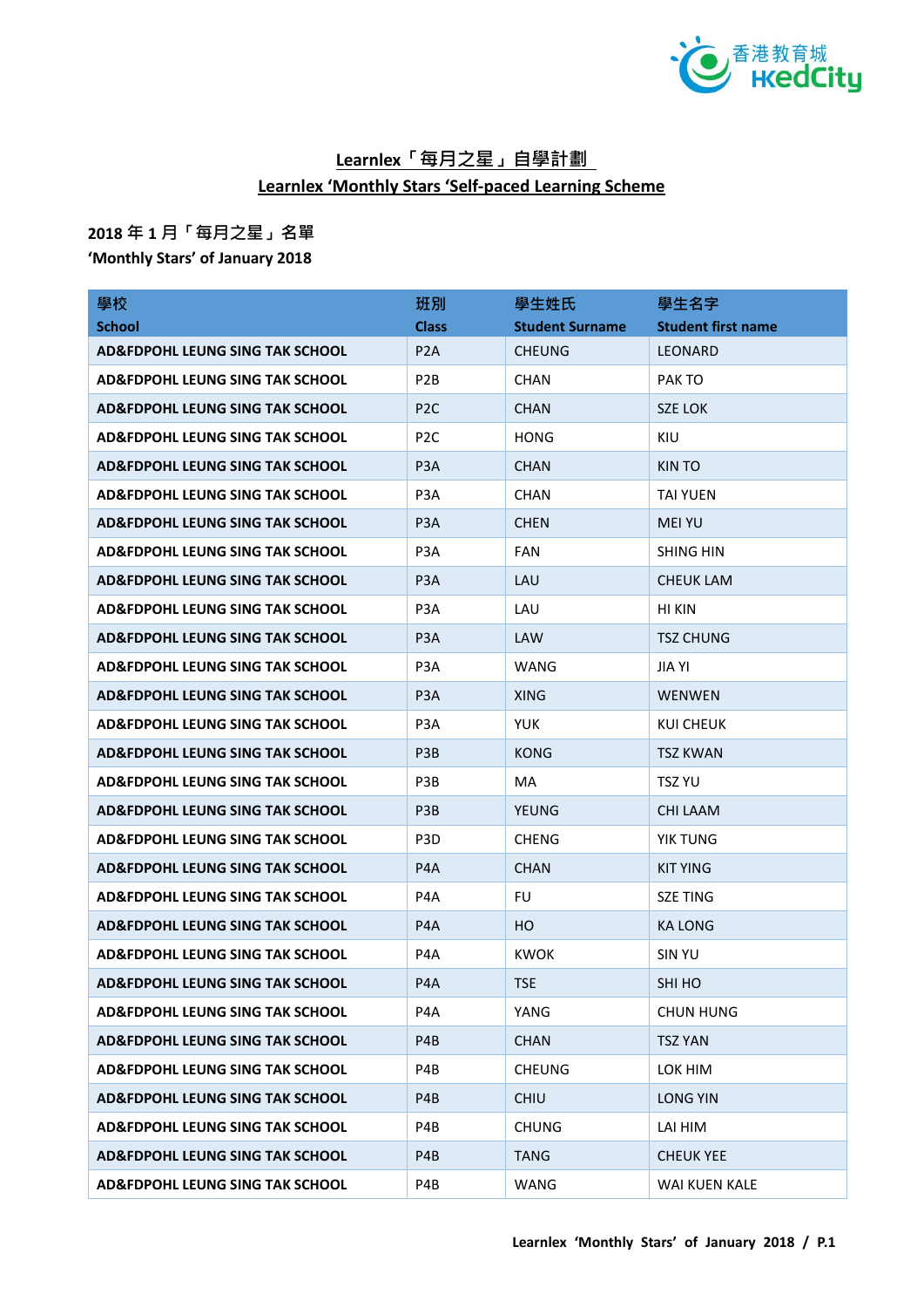# Learnlex「每月之星」自學計劃
# Learnlex 'Monthly Stars 'Self-paced Learning Scheme

**2018 年 1 月「每月之星」名單**
**'Monthly Stars' of January 2018**

| 學校<br>School | 班別<br>Class | 學生姓氏<br>Student Surname | 學生名字<br>Student first name |
|---|---|---|---|
| AD&FDPOHL LEUNG SING TAK SCHOOL | P2A | CHEUNG | LEONARD |
| AD&FDPOHL LEUNG SING TAK SCHOOL | P2B | CHAN | PAK TO |
| AD&FDPOHL LEUNG SING TAK SCHOOL | P2C | CHAN | SZE LOK |
| AD&FDPOHL LEUNG SING TAK SCHOOL | P2C | HONG | KIU |
| AD&FDPOHL LEUNG SING TAK SCHOOL | P3A | CHAN | KIN TO |
| AD&FDPOHL LEUNG SING TAK SCHOOL | P3A | CHAN | TAI YUEN |
| AD&FDPOHL LEUNG SING TAK SCHOOL | P3A | CHEN | MEI YU |
| AD&FDPOHL LEUNG SING TAK SCHOOL | P3A | FAN | SHING HIN |
| AD&FDPOHL LEUNG SING TAK SCHOOL | P3A | LAU | CHEUK LAM |
| AD&FDPOHL LEUNG SING TAK SCHOOL | P3A | LAU | HI KIN |
| AD&FDPOHL LEUNG SING TAK SCHOOL | P3A | LAW | TSZ CHUNG |
| AD&FDPOHL LEUNG SING TAK SCHOOL | P3A | WANG | JIA YI |
| AD&FDPOHL LEUNG SING TAK SCHOOL | P3A | XING | WENWEN |
| AD&FDPOHL LEUNG SING TAK SCHOOL | P3A | YUK | KUI CHEUK |
| AD&FDPOHL LEUNG SING TAK SCHOOL | P3B | KONG | TSZ KWAN |
| AD&FDPOHL LEUNG SING TAK SCHOOL | P3B | MA | TSZ YU |
| AD&FDPOHL LEUNG SING TAK SCHOOL | P3B | YEUNG | CHI LAAM |
| AD&FDPOHL LEUNG SING TAK SCHOOL | P3D | CHENG | YIK TUNG |
| AD&FDPOHL LEUNG SING TAK SCHOOL | P4A | CHAN | KIT YING |
| AD&FDPOHL LEUNG SING TAK SCHOOL | P4A | FU | SZE TING |
| AD&FDPOHL LEUNG SING TAK SCHOOL | P4A | HO | KA LONG |
| AD&FDPOHL LEUNG SING TAK SCHOOL | P4A | KWOK | SIN YU |
| AD&FDPOHL LEUNG SING TAK SCHOOL | P4A | TSE | SHI HO |
| AD&FDPOHL LEUNG SING TAK SCHOOL | P4A | YANG | CHUN HUNG |
| AD&FDPOHL LEUNG SING TAK SCHOOL | P4B | CHAN | TSZ YAN |
| AD&FDPOHL LEUNG SING TAK SCHOOL | P4B | CHEUNG | LOK HIM |
| AD&FDPOHL LEUNG SING TAK SCHOOL | P4B | CHIU | LONG YIN |
| AD&FDPOHL LEUNG SING TAK SCHOOL | P4B | CHUNG | LAI HIM |
| AD&FDPOHL LEUNG SING TAK SCHOOL | P4B | TANG | CHEUK YEE |
| AD&FDPOHL LEUNG SING TAK SCHOOL | P4B | WANG | WAI KUEN KALE |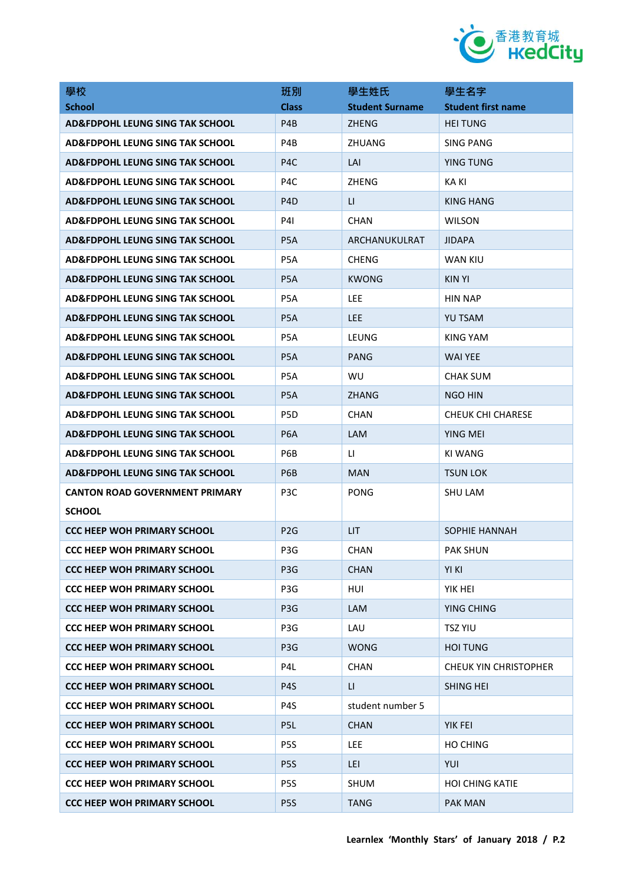| 學校<br>School | 班別<br>Class | 學生姓氏<br>Student Surname | 學生名字<br>Student first name |
|---|---|---|---|
| AD&FDPOHL LEUNG SING TAK SCHOOL | P4B | ZHENG | HEI TUNG |
| AD&FDPOHL LEUNG SING TAK SCHOOL | P4B | ZHUANG | SING PANG |
| AD&FDPOHL LEUNG SING TAK SCHOOL | P4C | LAI | YING TUNG |
| AD&FDPOHL LEUNG SING TAK SCHOOL | P4C | ZHENG | KA KI |
| AD&FDPOHL LEUNG SING TAK SCHOOL | P4D | LI | KING HANG |
| AD&FDPOHL LEUNG SING TAK SCHOOL | P4I | CHAN | WILSON |
| AD&FDPOHL LEUNG SING TAK SCHOOL | P5A | ARCHANUKULRAT | JIDAPA |
| AD&FDPOHL LEUNG SING TAK SCHOOL | P5A | CHENG | WAN KIU |
| AD&FDPOHL LEUNG SING TAK SCHOOL | P5A | KWONG | KIN YI |
| AD&FDPOHL LEUNG SING TAK SCHOOL | P5A | LEE | HIN NAP |
| AD&FDPOHL LEUNG SING TAK SCHOOL | P5A | LEE | YU TSAM |
| AD&FDPOHL LEUNG SING TAK SCHOOL | P5A | LEUNG | KING YAM |
| AD&FDPOHL LEUNG SING TAK SCHOOL | P5A | PANG | WAI YEE |
| AD&FDPOHL LEUNG SING TAK SCHOOL | P5A | WU | CHAK SUM |
| AD&FDPOHL LEUNG SING TAK SCHOOL | P5A | ZHANG | NGO HIN |
| AD&FDPOHL LEUNG SING TAK SCHOOL | P5D | CHAN | CHEUK CHI CHARESE |
| AD&FDPOHL LEUNG SING TAK SCHOOL | P6A | LAM | YING MEI |
| AD&FDPOHL LEUNG SING TAK SCHOOL | P6B | LI | KI WANG |
| AD&FDPOHL LEUNG SING TAK SCHOOL | P6B | MAN | TSUN LOK |
| CANTON ROAD GOVERNMENT PRIMARY SCHOOL | P3C | PONG | SHU LAM |
| CCC HEEP WOH PRIMARY SCHOOL | P2G | LIT | SOPHIE HANNAH |
| CCC HEEP WOH PRIMARY SCHOOL | P3G | CHAN | PAK SHUN |
| CCC HEEP WOH PRIMARY SCHOOL | P3G | CHAN | YI KI |
| CCC HEEP WOH PRIMARY SCHOOL | P3G | HUI | YIK HEI |
| CCC HEEP WOH PRIMARY SCHOOL | P3G | LAM | YING CHING |
| CCC HEEP WOH PRIMARY SCHOOL | P3G | LAU | TSZ YIU |
| CCC HEEP WOH PRIMARY SCHOOL | P3G | WONG | HOI TUNG |
| CCC HEEP WOH PRIMARY SCHOOL | P4L | CHAN | CHEUK YIN CHRISTOPHER |
| CCC HEEP WOH PRIMARY SCHOOL | P4S | LI | SHING HEI |
| CCC HEEP WOH PRIMARY SCHOOL | P4S | student number 5 | |
| CCC HEEP WOH PRIMARY SCHOOL | P5L | CHAN | YIK FEI |
| CCC HEEP WOH PRIMARY SCHOOL | P5S | LEE | HO CHING |
| CCC HEEP WOH PRIMARY SCHOOL | P5S | LEI | YUI |
| CCC HEEP WOH PRIMARY SCHOOL | P5S | SHUM | HOI CHING KATIE |
| CCC HEEP WOH PRIMARY SCHOOL | P5S | TANG | PAK MAN |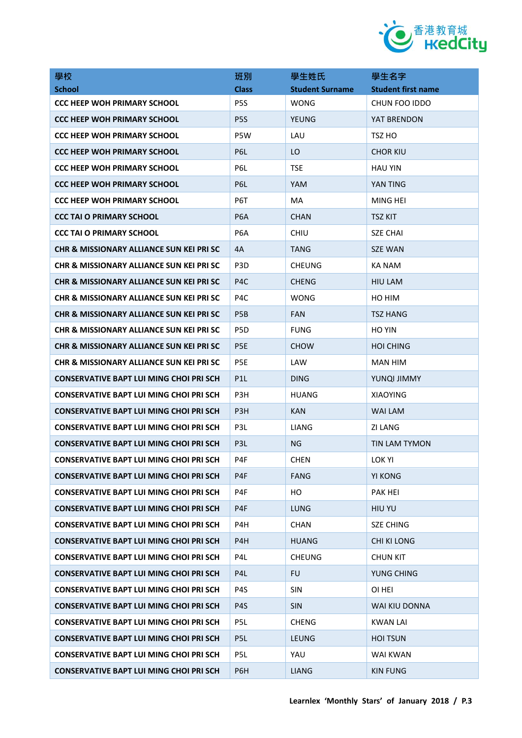| 學校<br>School | 班別<br>Class | 學生姓氏<br>Student Surname | 學生名字<br>Student first name |
|---|---|---|---|
| CCC HEEP WOH PRIMARY SCHOOL | P5S | WONG | CHUN FOO IDDO |
| CCC HEEP WOH PRIMARY SCHOOL | P5S | YEUNG | YAT BRENDON |
| CCC HEEP WOH PRIMARY SCHOOL | P5W | LAU | TSZ HO |
| CCC HEEP WOH PRIMARY SCHOOL | P6L | LO | CHOR KIU |
| CCC HEEP WOH PRIMARY SCHOOL | P6L | TSE | HAU YIN |
| CCC HEEP WOH PRIMARY SCHOOL | P6L | YAM | YAN TING |
| CCC HEEP WOH PRIMARY SCHOOL | P6T | MA | MING HEI |
| CCC TAI O PRIMARY SCHOOL | P6A | CHAN | TSZ KIT |
| CCC TAI O PRIMARY SCHOOL | P6A | CHIU | SZE CHAI |
| CHR & MISSIONARY ALLIANCE SUN KEI PRI SC | 4A | TANG | SZE WAN |
| CHR & MISSIONARY ALLIANCE SUN KEI PRI SC | P3D | CHEUNG | KA NAM |
| CHR & MISSIONARY ALLIANCE SUN KEI PRI SC | P4C | CHENG | HIU LAM |
| CHR & MISSIONARY ALLIANCE SUN KEI PRI SC | P4C | WONG | HO HIM |
| CHR & MISSIONARY ALLIANCE SUN KEI PRI SC | P5B | FAN | TSZ HANG |
| CHR & MISSIONARY ALLIANCE SUN KEI PRI SC | P5D | FUNG | HO YIN |
| CHR & MISSIONARY ALLIANCE SUN KEI PRI SC | P5E | CHOW | HOI CHING |
| CHR & MISSIONARY ALLIANCE SUN KEI PRI SC | P5E | LAW | MAN HIM |
| CONSERVATIVE BAPT LUI MING CHOI PRI SCH | P1L | DING | YUNQI JIMMY |
| CONSERVATIVE BAPT LUI MING CHOI PRI SCH | P3H | HUANG | XIAOYING |
| CONSERVATIVE BAPT LUI MING CHOI PRI SCH | P3H | KAN | WAI LAM |
| CONSERVATIVE BAPT LUI MING CHOI PRI SCH | P3L | LIANG | ZI LANG |
| CONSERVATIVE BAPT LUI MING CHOI PRI SCH | P3L | NG | TIN LAM TYMON |
| CONSERVATIVE BAPT LUI MING CHOI PRI SCH | P4F | CHEN | LOK YI |
| CONSERVATIVE BAPT LUI MING CHOI PRI SCH | P4F | FANG | YI KONG |
| CONSERVATIVE BAPT LUI MING CHOI PRI SCH | P4F | HO | PAK HEI |
| CONSERVATIVE BAPT LUI MING CHOI PRI SCH | P4F | LUNG | HIU YU |
| CONSERVATIVE BAPT LUI MING CHOI PRI SCH | P4H | CHAN | SZE CHING |
| CONSERVATIVE BAPT LUI MING CHOI PRI SCH | P4H | HUANG | CHI KI LONG |
| CONSERVATIVE BAPT LUI MING CHOI PRI SCH | P4L | CHEUNG | CHUN KIT |
| CONSERVATIVE BAPT LUI MING CHOI PRI SCH | P4L | FU | YUNG CHING |
| CONSERVATIVE BAPT LUI MING CHOI PRI SCH | P4S | SIN | OI HEI |
| CONSERVATIVE BAPT LUI MING CHOI PRI SCH | P4S | SIN | WAI KIU DONNA |
| CONSERVATIVE BAPT LUI MING CHOI PRI SCH | P5L | CHENG | KWAN LAI |
| CONSERVATIVE BAPT LUI MING CHOI PRI SCH | P5L | LEUNG | HOI TSUN |
| CONSERVATIVE BAPT LUI MING CHOI PRI SCH | P5L | YAU | WAI KWAN |
| CONSERVATIVE BAPT LUI MING CHOI PRI SCH | P6H | LIANG | KIN FUNG |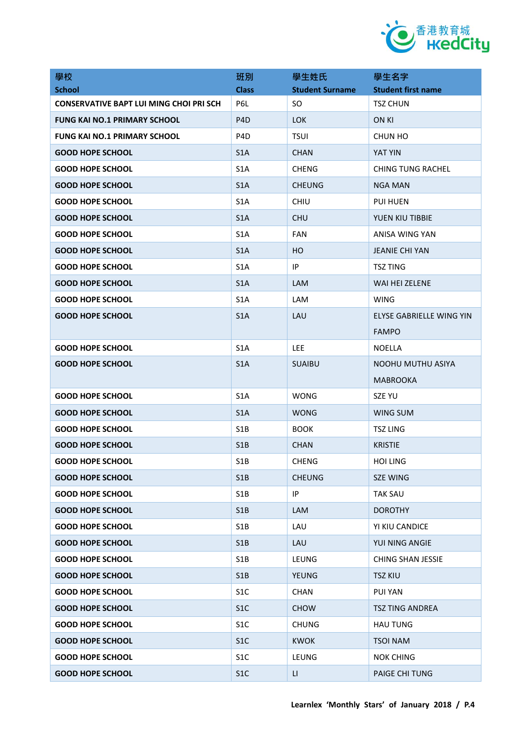| 學校<br>School | 班別<br>Class | 學生姓氏<br>Student Surname | 學生名字<br>Student first name |
|---|---|---|---|
| **CONSERVATIVE BAPT LUI MING CHOI PRI SCH** | P6L | SO | TSZ CHUN |
| **FUNG KAI NO.1 PRIMARY SCHOOL** | P4D | LOK | ON KI |
| **FUNG KAI NO.1 PRIMARY SCHOOL** | P4D | TSUI | CHUN HO |
| **GOOD HOPE SCHOOL** | S1A | CHAN | YAT YIN |
| **GOOD HOPE SCHOOL** | S1A | CHENG | CHING TUNG RACHEL |
| **GOOD HOPE SCHOOL** | S1A | CHEUNG | NGA MAN |
| **GOOD HOPE SCHOOL** | S1A | CHIU | PUI HUEN |
| **GOOD HOPE SCHOOL** | S1A | CHU | YUEN KIU TIBBIE |
| **GOOD HOPE SCHOOL** | S1A | FAN | ANISA WING YAN |
| **GOOD HOPE SCHOOL** | S1A | HO | JEANIE CHI YAN |
| **GOOD HOPE SCHOOL** | S1A | IP | TSZ TING |
| **GOOD HOPE SCHOOL** | S1A | LAM | WAI HEI ZELENE |
| **GOOD HOPE SCHOOL** | S1A | LAM | WING |
| **GOOD HOPE SCHOOL** | S1A | LAU | ELYSE GABRIELLE WING YIN FAMPO |
| **GOOD HOPE SCHOOL** | S1A | LEE | NOELLA |
| **GOOD HOPE SCHOOL** | S1A | SUAIBU | NOOHU MUTHU ASIYA MABROOKA |
| **GOOD HOPE SCHOOL** | S1A | WONG | SZE YU |
| **GOOD HOPE SCHOOL** | S1A | WONG | WING SUM |
| **GOOD HOPE SCHOOL** | S1B | BOOK | TSZ LING |
| **GOOD HOPE SCHOOL** | S1B | CHAN | KRISTIE |
| **GOOD HOPE SCHOOL** | S1B | CHENG | HOI LING |
| **GOOD HOPE SCHOOL** | S1B | CHEUNG | SZE WING |
| **GOOD HOPE SCHOOL** | S1B | IP | TAK SAU |
| **GOOD HOPE SCHOOL** | S1B | LAM | DOROTHY |
| **GOOD HOPE SCHOOL** | S1B | LAU | YI KIU CANDICE |
| **GOOD HOPE SCHOOL** | S1B | LAU | YUI NING ANGIE |
| **GOOD HOPE SCHOOL** | S1B | LEUNG | CHING SHAN JESSIE |
| **GOOD HOPE SCHOOL** | S1B | YEUNG | TSZ KIU |
| **GOOD HOPE SCHOOL** | S1C | CHAN | PUI YAN |
| **GOOD HOPE SCHOOL** | S1C | CHOW | TSZ TING ANDREA |
| **GOOD HOPE SCHOOL** | S1C | CHUNG | HAU TUNG |
| **GOOD HOPE SCHOOL** | S1C | KWOK | TSOI NAM |
| **GOOD HOPE SCHOOL** | S1C | LEUNG | NOK CHING |
| **GOOD HOPE SCHOOL** | S1C | LI | PAIGE CHI TUNG |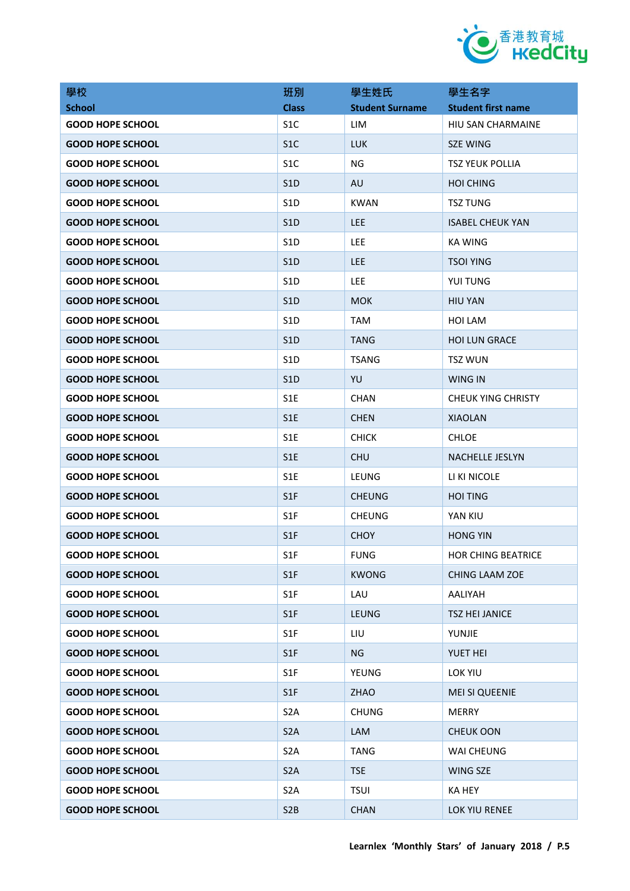| 學校<br>School | 班別<br>Class | 學生姓氏<br>Student Surname | 學生名字<br>Student first name |
|---|---|---|---|
| GOOD HOPE SCHOOL | S1C | LIM | HIU SAN CHARMAINE |
| GOOD HOPE SCHOOL | S1C | LUK | SZE WING |
| GOOD HOPE SCHOOL | S1C | NG | TSZ YEUK POLLIA |
| GOOD HOPE SCHOOL | S1D | AU | HOI CHING |
| GOOD HOPE SCHOOL | S1D | KWAN | TSZ TUNG |
| GOOD HOPE SCHOOL | S1D | LEE | ISABEL CHEUK YAN |
| GOOD HOPE SCHOOL | S1D | LEE | KA WING |
| GOOD HOPE SCHOOL | S1D | LEE | TSOI YING |
| GOOD HOPE SCHOOL | S1D | LEE | YUI TUNG |
| GOOD HOPE SCHOOL | S1D | MOK | HIU YAN |
| GOOD HOPE SCHOOL | S1D | TAM | HOI LAM |
| GOOD HOPE SCHOOL | S1D | TANG | HOI LUN GRACE |
| GOOD HOPE SCHOOL | S1D | TSANG | TSZ WUN |
| GOOD HOPE SCHOOL | S1D | YU | WING IN |
| GOOD HOPE SCHOOL | S1E | CHAN | CHEUK YING CHRISTY |
| GOOD HOPE SCHOOL | S1E | CHEN | XIAOLAN |
| GOOD HOPE SCHOOL | S1E | CHICK | CHLOE |
| GOOD HOPE SCHOOL | S1E | CHU | NACHELLE JESLYN |
| GOOD HOPE SCHOOL | S1E | LEUNG | LI KI NICOLE |
| GOOD HOPE SCHOOL | S1F | CHEUNG | HOI TING |
| GOOD HOPE SCHOOL | S1F | CHEUNG | YAN KIU |
| GOOD HOPE SCHOOL | S1F | CHOY | HONG YIN |
| GOOD HOPE SCHOOL | S1F | FUNG | HOR CHING BEATRICE |
| GOOD HOPE SCHOOL | S1F | KWONG | CHING LAAM ZOE |
| GOOD HOPE SCHOOL | S1F | LAU | AALIYAH |
| GOOD HOPE SCHOOL | S1F | LEUNG | TSZ HEI JANICE |
| GOOD HOPE SCHOOL | S1F | LIU | YUNJIE |
| GOOD HOPE SCHOOL | S1F | NG | YUET HEI |
| GOOD HOPE SCHOOL | S1F | YEUNG | LOK YIU |
| GOOD HOPE SCHOOL | S1F | ZHAO | MEI SI QUEENIE |
| GOOD HOPE SCHOOL | S2A | CHUNG | MERRY |
| GOOD HOPE SCHOOL | S2A | LAM | CHEUK OON |
| GOOD HOPE SCHOOL | S2A | TANG | WAI CHEUNG |
| GOOD HOPE SCHOOL | S2A | TSE | WING SZE |
| GOOD HOPE SCHOOL | S2A | TSUI | KA HEY |
| GOOD HOPE SCHOOL | S2B | CHAN | LOK YIU RENEE |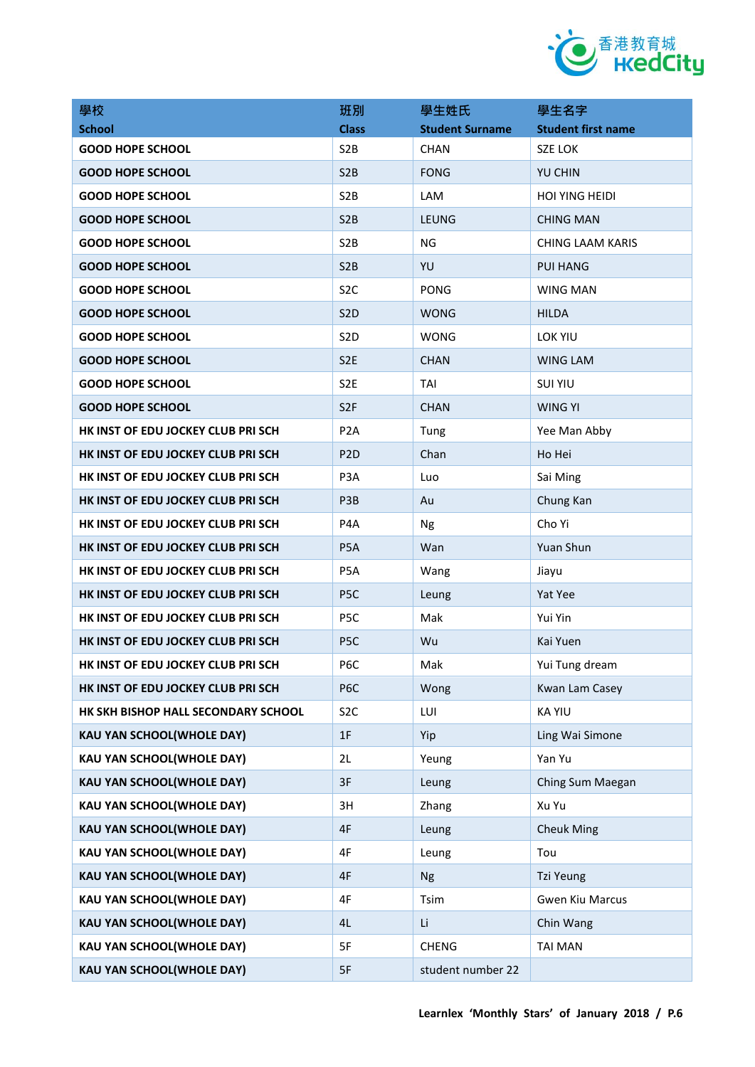| 學校<br>School | 班別<br>Class | 學生姓氏<br>Student Surname | 學生名字<br>Student first name |
|---|---|---|---|
| GOOD HOPE SCHOOL | S2B | CHAN | SZE LOK |
| GOOD HOPE SCHOOL | S2B | FONG | YU CHIN |
| GOOD HOPE SCHOOL | S2B | LAM | HOI YING HEIDI |
| GOOD HOPE SCHOOL | S2B | LEUNG | CHING MAN |
| GOOD HOPE SCHOOL | S2B | NG | CHING LAAM KARIS |
| GOOD HOPE SCHOOL | S2B | YU | PUI HANG |
| GOOD HOPE SCHOOL | S2C | PONG | WING MAN |
| GOOD HOPE SCHOOL | S2D | WONG | HILDA |
| GOOD HOPE SCHOOL | S2D | WONG | LOK YIU |
| GOOD HOPE SCHOOL | S2E | CHAN | WING LAM |
| GOOD HOPE SCHOOL | S2E | TAI | SUI YIU |
| GOOD HOPE SCHOOL | S2F | CHAN | WING YI |
| HK INST OF EDU JOCKEY CLUB PRI SCH | P2A | Tung | Yee Man Abby |
| HK INST OF EDU JOCKEY CLUB PRI SCH | P2D | Chan | Ho Hei |
| HK INST OF EDU JOCKEY CLUB PRI SCH | P3A | Luo | Sai Ming |
| HK INST OF EDU JOCKEY CLUB PRI SCH | P3B | Au | Chung Kan |
| HK INST OF EDU JOCKEY CLUB PRI SCH | P4A | Ng | Cho Yi |
| HK INST OF EDU JOCKEY CLUB PRI SCH | P5A | Wan | Yuan Shun |
| HK INST OF EDU JOCKEY CLUB PRI SCH | P5A | Wang | Jiayu |
| HK INST OF EDU JOCKEY CLUB PRI SCH | P5C | Leung | Yat Yee |
| HK INST OF EDU JOCKEY CLUB PRI SCH | P5C | Mak | Yui Yin |
| HK INST OF EDU JOCKEY CLUB PRI SCH | P5C | Wu | Kai Yuen |
| HK INST OF EDU JOCKEY CLUB PRI SCH | P6C | Mak | Yui Tung dream |
| HK INST OF EDU JOCKEY CLUB PRI SCH | P6C | Wong | Kwan Lam Casey |
| HK SKH BISHOP HALL SECONDARY SCHOOL | S2C | LUI | KA YIU |
| KAU YAN SCHOOL(WHOLE DAY) | 1F | Yip | Ling Wai Simone |
| KAU YAN SCHOOL(WHOLE DAY) | 2L | Yeung | Yan Yu |
| KAU YAN SCHOOL(WHOLE DAY) | 3F | Leung | Ching Sum Maegan |
| KAU YAN SCHOOL(WHOLE DAY) | 3H | Zhang | Xu Yu |
| KAU YAN SCHOOL(WHOLE DAY) | 4F | Leung | Cheuk Ming |
| KAU YAN SCHOOL(WHOLE DAY) | 4F | Leung | Tou |
| KAU YAN SCHOOL(WHOLE DAY) | 4F | Ng | Tzi Yeung |
| KAU YAN SCHOOL(WHOLE DAY) | 4F | Tsim | Gwen Kiu Marcus |
| KAU YAN SCHOOL(WHOLE DAY) | 4L | Li | Chin Wang |
| KAU YAN SCHOOL(WHOLE DAY) | 5F | CHENG | TAI MAN |
| KAU YAN SCHOOL(WHOLE DAY) | 5F | student number 22 | |

Learnlex 'Monthly Stars' of January 2018 / P.6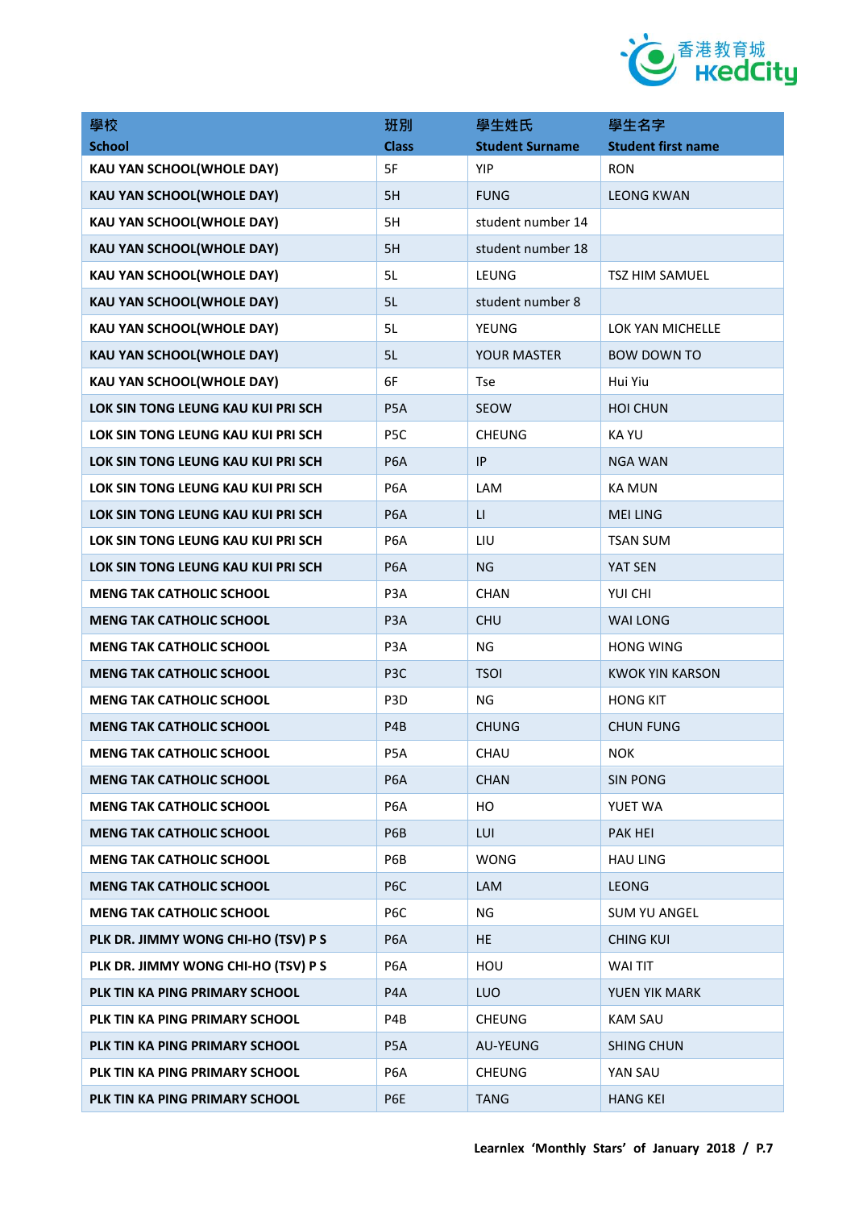| 學校<br>School | 班別<br>Class | 學生姓氏<br>Student Surname | 學生名字<br>Student first name |
|---|---|---|---|
| KAU YAN SCHOOL(WHOLE DAY) | 5F | YIP | RON |
| KAU YAN SCHOOL(WHOLE DAY) | 5H | FUNG | LEONG KWAN |
| KAU YAN SCHOOL(WHOLE DAY) | 5H | student number 14 | |
| KAU YAN SCHOOL(WHOLE DAY) | 5H | student number 18 | |
| KAU YAN SCHOOL(WHOLE DAY) | 5L | LEUNG | TSZ HIM SAMUEL |
| KAU YAN SCHOOL(WHOLE DAY) | 5L | student number 8 | |
| KAU YAN SCHOOL(WHOLE DAY) | 5L | YEUNG | LOK YAN MICHELLE |
| KAU YAN SCHOOL(WHOLE DAY) | 5L | YOUR MASTER | BOW DOWN TO |
| KAU YAN SCHOOL(WHOLE DAY) | 6F | Tse | Hui Yiu |
| LOK SIN TONG LEUNG KAU KUI PRI SCH | P5A | SEOW | HOI CHUN |
| LOK SIN TONG LEUNG KAU KUI PRI SCH | P5C | CHEUNG | KA YU |
| LOK SIN TONG LEUNG KAU KUI PRI SCH | P6A | IP | NGA WAN |
| LOK SIN TONG LEUNG KAU KUI PRI SCH | P6A | LAM | KA MUN |
| LOK SIN TONG LEUNG KAU KUI PRI SCH | P6A | LI | MEI LING |
| LOK SIN TONG LEUNG KAU KUI PRI SCH | P6A | LIU | TSAN SUM |
| LOK SIN TONG LEUNG KAU KUI PRI SCH | P6A | NG | YAT SEN |
| MENG TAK CATHOLIC SCHOOL | P3A | CHAN | YUI CHI |
| MENG TAK CATHOLIC SCHOOL | P3A | CHU | WAI LONG |
| MENG TAK CATHOLIC SCHOOL | P3A | NG | HONG WING |
| MENG TAK CATHOLIC SCHOOL | P3C | TSOI | KWOK YIN KARSON |
| MENG TAK CATHOLIC SCHOOL | P3D | NG | HONG KIT |
| MENG TAK CATHOLIC SCHOOL | P4B | CHUNG | CHUN FUNG |
| MENG TAK CATHOLIC SCHOOL | P5A | CHAU | NOK |
| MENG TAK CATHOLIC SCHOOL | P6A | CHAN | SIN PONG |
| MENG TAK CATHOLIC SCHOOL | P6A | HO | YUET WA |
| MENG TAK CATHOLIC SCHOOL | P6B | LUI | PAK HEI |
| MENG TAK CATHOLIC SCHOOL | P6B | WONG | HAU LING |
| MENG TAK CATHOLIC SCHOOL | P6C | LAM | LEONG |
| MENG TAK CATHOLIC SCHOOL | P6C | NG | SUM YU ANGEL |
| PLK DR. JIMMY WONG CHI-HO (TSV) P S | P6A | HE | CHING KUI |
| PLK DR. JIMMY WONG CHI-HO (TSV) P S | P6A | HOU | WAI TIT |
| PLK TIN KA PING PRIMARY SCHOOL | P4A | LUO | YUEN YIK MARK |
| PLK TIN KA PING PRIMARY SCHOOL | P4B | CHEUNG | KAM SAU |
| PLK TIN KA PING PRIMARY SCHOOL | P5A | AU-YEUNG | SHING CHUN |
| PLK TIN KA PING PRIMARY SCHOOL | P6A | CHEUNG | YAN SAU |
| PLK TIN KA PING PRIMARY SCHOOL | P6E | TANG | HANG KEI |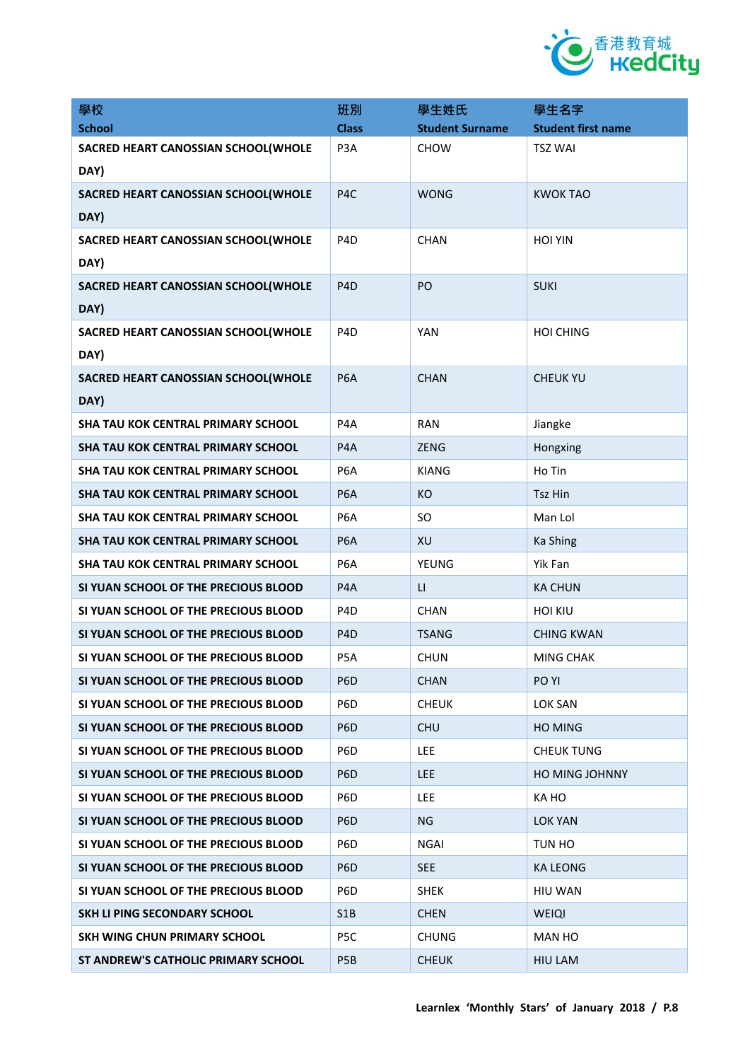| 學校<br>School | 班別<br>Class | 學生姓氏<br>Student Surname | 學生名字<br>Student first name |
|---|---|---|---|
| SACRED HEART CANOSSIAN SCHOOL(WHOLE DAY) | P3A | CHOW | TSZ WAI |
| SACRED HEART CANOSSIAN SCHOOL(WHOLE DAY) | P4C | WONG | KWOK TAO |
| SACRED HEART CANOSSIAN SCHOOL(WHOLE DAY) | P4D | CHAN | HOI YIN |
| SACRED HEART CANOSSIAN SCHOOL(WHOLE DAY) | P4D | PO | SUKI |
| SACRED HEART CANOSSIAN SCHOOL(WHOLE DAY) | P4D | YAN | HOI CHING |
| SACRED HEART CANOSSIAN SCHOOL(WHOLE DAY) | P6A | CHAN | CHEUK YU |
| SHA TAU KOK CENTRAL PRIMARY SCHOOL | P4A | RAN | Jiangke |
| SHA TAU KOK CENTRAL PRIMARY SCHOOL | P4A | ZENG | Hongxing |
| SHA TAU KOK CENTRAL PRIMARY SCHOOL | P6A | KIANG | Ho Tin |
| SHA TAU KOK CENTRAL PRIMARY SCHOOL | P6A | KO | Tsz Hin |
| SHA TAU KOK CENTRAL PRIMARY SCHOOL | P6A | SO | Man Lol |
| SHA TAU KOK CENTRAL PRIMARY SCHOOL | P6A | XU | Ka Shing |
| SHA TAU KOK CENTRAL PRIMARY SCHOOL | P6A | YEUNG | Yik Fan |
| SI YUAN SCHOOL OF THE PRECIOUS BLOOD | P4A | LI | KA CHUN |
| SI YUAN SCHOOL OF THE PRECIOUS BLOOD | P4D | CHAN | HOI KIU |
| SI YUAN SCHOOL OF THE PRECIOUS BLOOD | P4D | TSANG | CHING KWAN |
| SI YUAN SCHOOL OF THE PRECIOUS BLOOD | P5A | CHUN | MING CHAK |
| SI YUAN SCHOOL OF THE PRECIOUS BLOOD | P6D | CHAN | PO YI |
| SI YUAN SCHOOL OF THE PRECIOUS BLOOD | P6D | CHEUK | LOK SAN |
| SI YUAN SCHOOL OF THE PRECIOUS BLOOD | P6D | CHU | HO MING |
| SI YUAN SCHOOL OF THE PRECIOUS BLOOD | P6D | LEE | CHEUK TUNG |
| SI YUAN SCHOOL OF THE PRECIOUS BLOOD | P6D | LEE | HO MING JOHNNY |
| SI YUAN SCHOOL OF THE PRECIOUS BLOOD | P6D | LEE | KA HO |
| SI YUAN SCHOOL OF THE PRECIOUS BLOOD | P6D | NG | LOK YAN |
| SI YUAN SCHOOL OF THE PRECIOUS BLOOD | P6D | NGAI | TUN HO |
| SI YUAN SCHOOL OF THE PRECIOUS BLOOD | P6D | SEE | KA LEONG |
| SI YUAN SCHOOL OF THE PRECIOUS BLOOD | P6D | SHEK | HIU WAN |
| SKH LI PING SECONDARY SCHOOL | S1B | CHEN | WEIQI |
| SKH WING CHUN PRIMARY SCHOOL | P5C | CHUNG | MAN HO |
| ST ANDREW'S CATHOLIC PRIMARY SCHOOL | P5B | CHEUK | HIU LAM |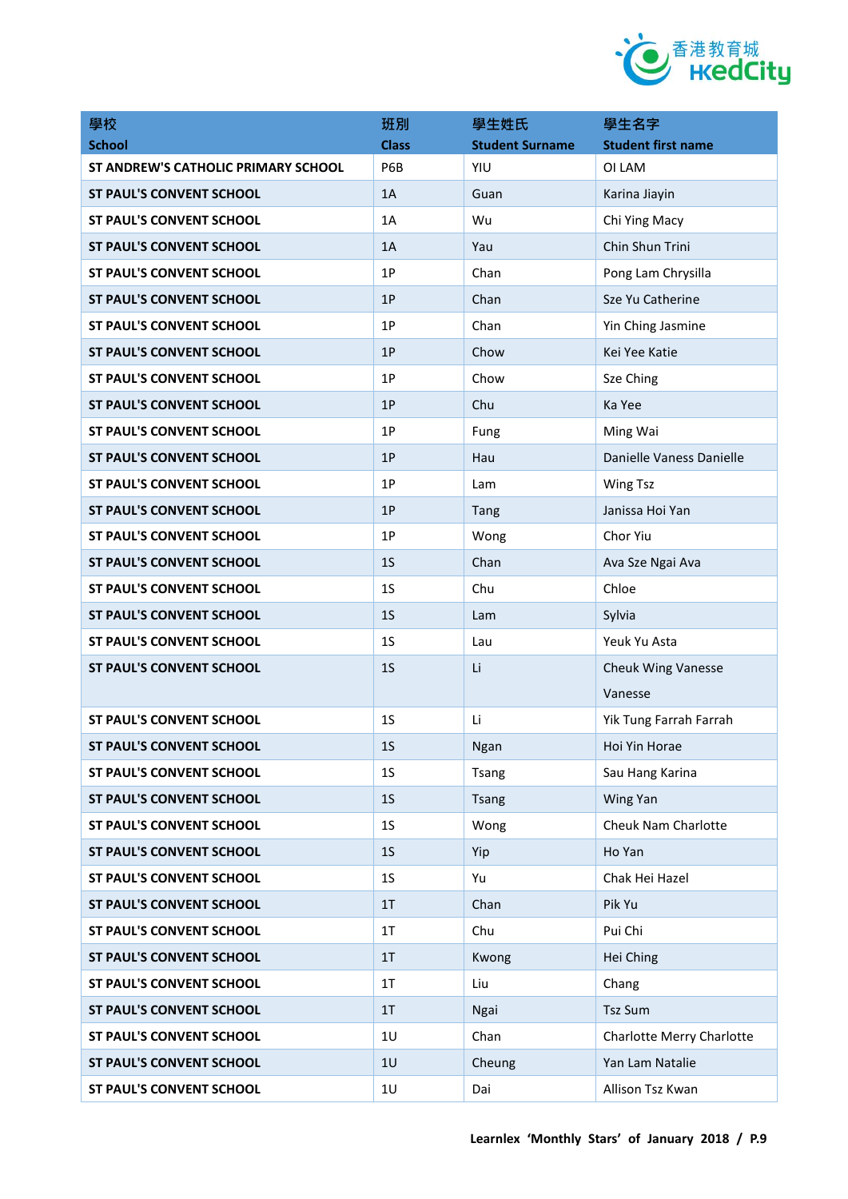| 學校<br>School | 班別<br>Class | 學生姓氏<br>Student Surname | 學生名字<br>Student first name |
|---|---|---|---|
| ST ANDREW'S CATHOLIC PRIMARY SCHOOL | P6B | YIU | OI LAM |
| ST PAUL'S CONVENT SCHOOL | 1A | Guan | Karina Jiayin |
| ST PAUL'S CONVENT SCHOOL | 1A | Wu | Chi Ying Macy |
| ST PAUL'S CONVENT SCHOOL | 1A | Yau | Chin Shun Trini |
| ST PAUL'S CONVENT SCHOOL | 1P | Chan | Pong Lam Chrysilla |
| ST PAUL'S CONVENT SCHOOL | 1P | Chan | Sze Yu Catherine |
| ST PAUL'S CONVENT SCHOOL | 1P | Chan | Yin Ching Jasmine |
| ST PAUL'S CONVENT SCHOOL | 1P | Chow | Kei Yee Katie |
| ST PAUL'S CONVENT SCHOOL | 1P | Chow | Sze Ching |
| ST PAUL'S CONVENT SCHOOL | 1P | Chu | Ka Yee |
| ST PAUL'S CONVENT SCHOOL | 1P | Fung | Ming Wai |
| ST PAUL'S CONVENT SCHOOL | 1P | Hau | Danielle Vaness Danielle |
| ST PAUL'S CONVENT SCHOOL | 1P | Lam | Wing Tsz |
| ST PAUL'S CONVENT SCHOOL | 1P | Tang | Janissa Hoi Yan |
| ST PAUL'S CONVENT SCHOOL | 1P | Wong | Chor Yiu |
| ST PAUL'S CONVENT SCHOOL | 1S | Chan | Ava Sze Ngai Ava |
| ST PAUL'S CONVENT SCHOOL | 1S | Chu | Chloe |
| ST PAUL'S CONVENT SCHOOL | 1S | Lam | Sylvia |
| ST PAUL'S CONVENT SCHOOL | 1S | Lau | Yeuk Yu Asta |
| ST PAUL'S CONVENT SCHOOL | 1S | Li | Cheuk Wing Vanesse Vanesse |
| ST PAUL'S CONVENT SCHOOL | 1S | Li | Yik Tung Farrah Farrah |
| ST PAUL'S CONVENT SCHOOL | 1S | Ngan | Hoi Yin Horae |
| ST PAUL'S CONVENT SCHOOL | 1S | Tsang | Sau Hang Karina |
| ST PAUL'S CONVENT SCHOOL | 1S | Tsang | Wing Yan |
| ST PAUL'S CONVENT SCHOOL | 1S | Wong | Cheuk Nam Charlotte |
| ST PAUL'S CONVENT SCHOOL | 1S | Yip | Ho Yan |
| ST PAUL'S CONVENT SCHOOL | 1S | Yu | Chak Hei Hazel |
| ST PAUL'S CONVENT SCHOOL | 1T | Chan | Pik Yu |
| ST PAUL'S CONVENT SCHOOL | 1T | Chu | Pui Chi |
| ST PAUL'S CONVENT SCHOOL | 1T | Kwong | Hei Ching |
| ST PAUL'S CONVENT SCHOOL | 1T | Liu | Chang |
| ST PAUL'S CONVENT SCHOOL | 1T | Ngai | Tsz Sum |
| ST PAUL'S CONVENT SCHOOL | 1U | Chan | Charlotte Merry Charlotte |
| ST PAUL'S CONVENT SCHOOL | 1U | Cheung | Yan Lam Natalie |
| ST PAUL'S CONVENT SCHOOL | 1U | Dai | Allison Tsz Kwan |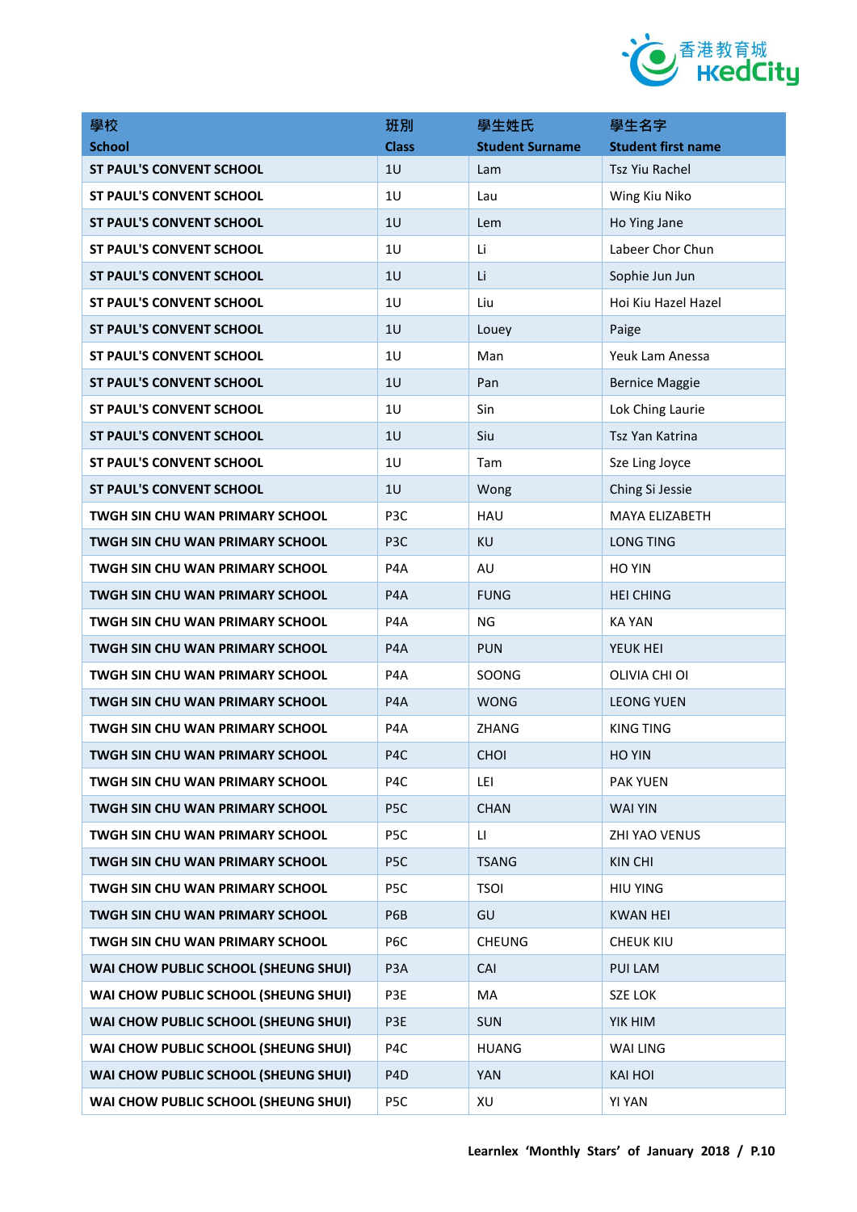| 學校<br>School | 班別<br>Class | 學生姓氏<br>Student Surname | 學生名字<br>Student first name |
|---|---|---|---|
| ST PAUL'S CONVENT SCHOOL | 1U | Lam | Tsz Yiu Rachel |
| ST PAUL'S CONVENT SCHOOL | 1U | Lau | Wing Kiu Niko |
| ST PAUL'S CONVENT SCHOOL | 1U | Lem | Ho Ying Jane |
| ST PAUL'S CONVENT SCHOOL | 1U | Li | Labeer Chor Chun |
| ST PAUL'S CONVENT SCHOOL | 1U | Li | Sophie Jun Jun |
| ST PAUL'S CONVENT SCHOOL | 1U | Liu | Hoi Kiu Hazel Hazel |
| ST PAUL'S CONVENT SCHOOL | 1U | Louey | Paige |
| ST PAUL'S CONVENT SCHOOL | 1U | Man | Yeuk Lam Anessa |
| ST PAUL'S CONVENT SCHOOL | 1U | Pan | Bernice Maggie |
| ST PAUL'S CONVENT SCHOOL | 1U | Sin | Lok Ching Laurie |
| ST PAUL'S CONVENT SCHOOL | 1U | Siu | Tsz Yan Katrina |
| ST PAUL'S CONVENT SCHOOL | 1U | Tam | Sze Ling Joyce |
| ST PAUL'S CONVENT SCHOOL | 1U | Wong | Ching Si Jessie |
| TWGH SIN CHU WAN PRIMARY SCHOOL | P3C | HAU | MAYA ELIZABETH |
| TWGH SIN CHU WAN PRIMARY SCHOOL | P3C | KU | LONG TING |
| TWGH SIN CHU WAN PRIMARY SCHOOL | P4A | AU | HO YIN |
| TWGH SIN CHU WAN PRIMARY SCHOOL | P4A | FUNG | HEI CHING |
| TWGH SIN CHU WAN PRIMARY SCHOOL | P4A | NG | KA YAN |
| TWGH SIN CHU WAN PRIMARY SCHOOL | P4A | PUN | YEUK HEI |
| TWGH SIN CHU WAN PRIMARY SCHOOL | P4A | SOONG | OLIVIA CHI OI |
| TWGH SIN CHU WAN PRIMARY SCHOOL | P4A | WONG | LEONG YUEN |
| TWGH SIN CHU WAN PRIMARY SCHOOL | P4A | ZHANG | KING TING |
| TWGH SIN CHU WAN PRIMARY SCHOOL | P4C | CHOI | HO YIN |
| TWGH SIN CHU WAN PRIMARY SCHOOL | P4C | LEI | PAK YUEN |
| TWGH SIN CHU WAN PRIMARY SCHOOL | P5C | CHAN | WAI YIN |
| TWGH SIN CHU WAN PRIMARY SCHOOL | P5C | LI | ZHI YAO VENUS |
| TWGH SIN CHU WAN PRIMARY SCHOOL | P5C | TSANG | KIN CHI |
| TWGH SIN CHU WAN PRIMARY SCHOOL | P5C | TSOI | HIU YING |
| TWGH SIN CHU WAN PRIMARY SCHOOL | P6B | GU | KWAN HEI |
| TWGH SIN CHU WAN PRIMARY SCHOOL | P6C | CHEUNG | CHEUK KIU |
| WAI CHOW PUBLIC SCHOOL (SHEUNG SHUI) | P3A | CAI | PUI LAM |
| WAI CHOW PUBLIC SCHOOL (SHEUNG SHUI) | P3E | MA | SZE LOK |
| WAI CHOW PUBLIC SCHOOL (SHEUNG SHUI) | P3E | SUN | YIK HIM |
| WAI CHOW PUBLIC SCHOOL (SHEUNG SHUI) | P4C | HUANG | WAI LING |
| WAI CHOW PUBLIC SCHOOL (SHEUNG SHUI) | P4D | YAN | KAI HOI |
| WAI CHOW PUBLIC SCHOOL (SHEUNG SHUI) | P5C | XU | YI YAN |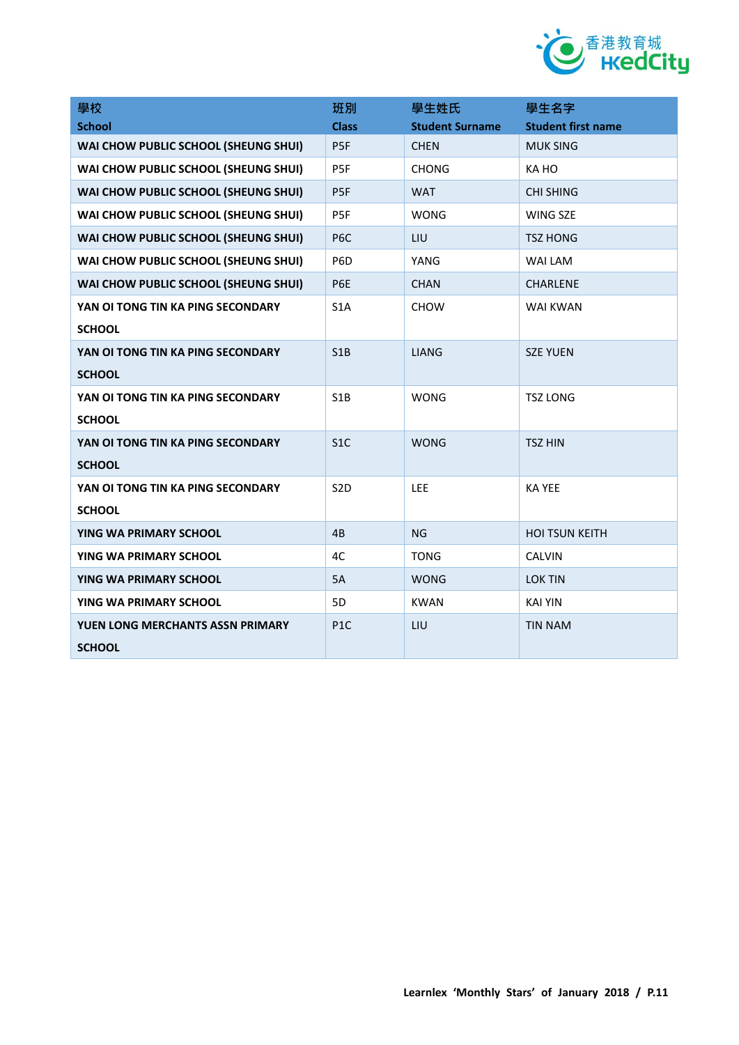| 學校<br>School | 班別<br>Class | 學生姓氏<br>Student Surname | 學生名字<br>Student first name |
|---|---|---|---|
| **WAI CHOW PUBLIC SCHOOL (SHEUNG SHUI)** | P5F | CHEN | MUK SING |
| **WAI CHOW PUBLIC SCHOOL (SHEUNG SHUI)** | P5F | CHONG | KA HO |
| **WAI CHOW PUBLIC SCHOOL (SHEUNG SHUI)** | P5F | WAT | CHI SHING |
| **WAI CHOW PUBLIC SCHOOL (SHEUNG SHUI)** | P5F | WONG | WING SZE |
| **WAI CHOW PUBLIC SCHOOL (SHEUNG SHUI)** | P6C | LIU | TSZ HONG |
| **WAI CHOW PUBLIC SCHOOL (SHEUNG SHUI)** | P6D | YANG | WAI LAM |
| **WAI CHOW PUBLIC SCHOOL (SHEUNG SHUI)** | P6E | CHAN | CHARLENE |
| **YAN OI TONG TIN KA PING SECONDARY SCHOOL** | S1A | CHOW | WAI KWAN |
| **YAN OI TONG TIN KA PING SECONDARY SCHOOL** | S1B | LIANG | SZE YUEN |
| **YAN OI TONG TIN KA PING SECONDARY SCHOOL** | S1B | WONG | TSZ LONG |
| **YAN OI TONG TIN KA PING SECONDARY SCHOOL** | S1C | WONG | TSZ HIN |
| **YAN OI TONG TIN KA PING SECONDARY SCHOOL** | S2D | LEE | KA YEE |
| **YING WA PRIMARY SCHOOL** | 4B | NG | HOI TSUN KEITH |
| **YING WA PRIMARY SCHOOL** | 4C | TONG | CALVIN |
| **YING WA PRIMARY SCHOOL** | 5A | WONG | LOK TIN |
| **YING WA PRIMARY SCHOOL** | 5D | KWAN | KAI YIN |
| **YUEN LONG MERCHANTS ASSN PRIMARY SCHOOL** | P1C | LIU | TIN NAM |